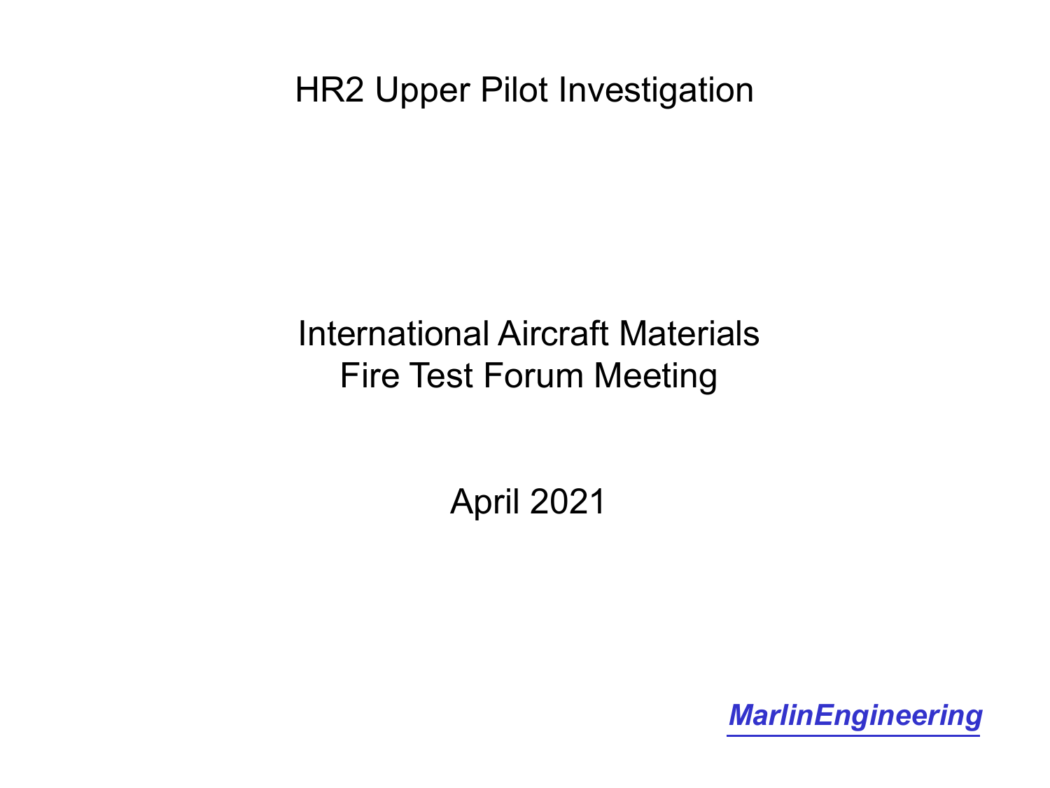# HR2 Upper Pilot Investigation

International Aircraft Materials
Fire Test Forum Meeting

April 2021

***MarlinEngineering***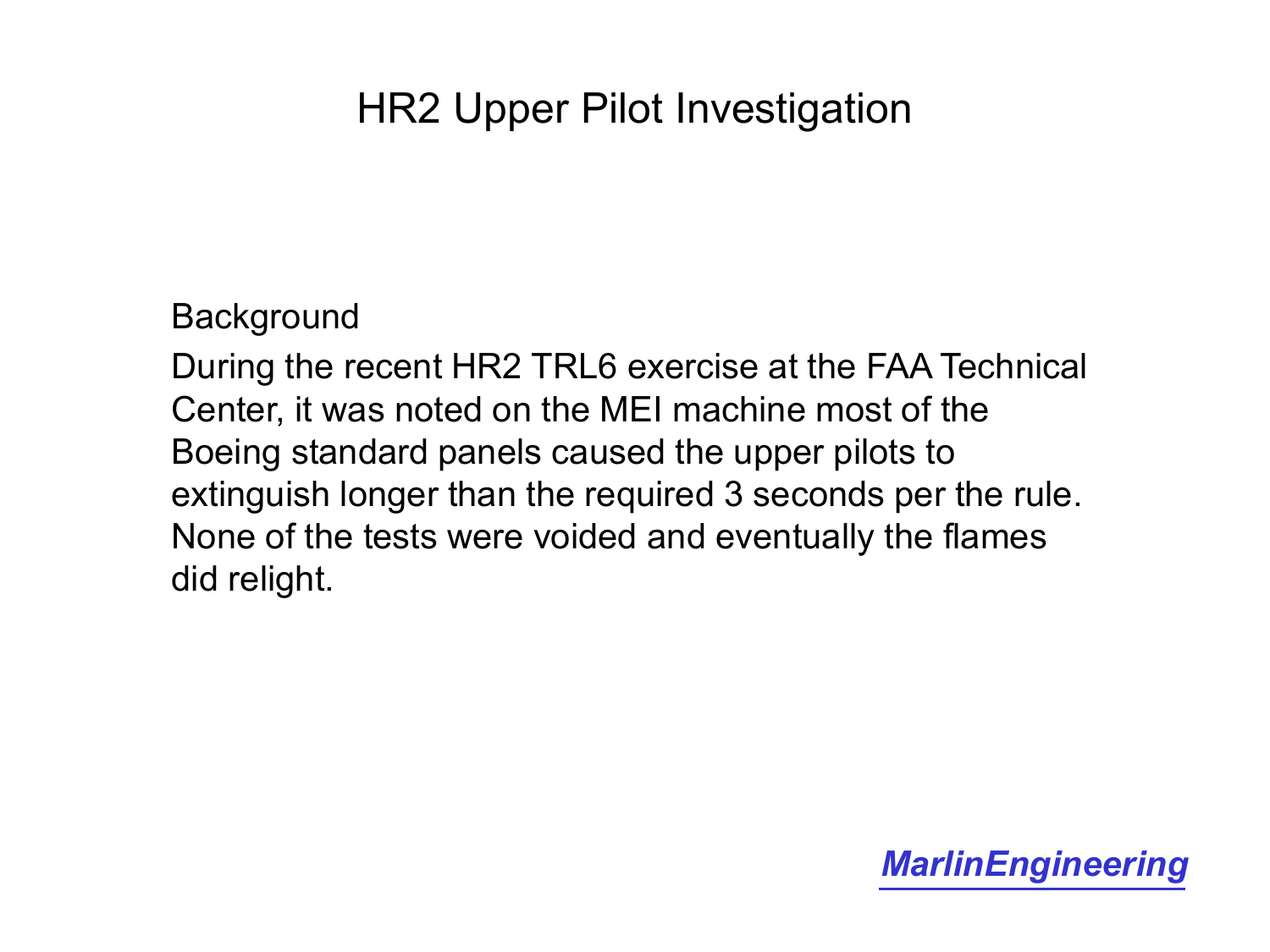# HR2 Upper Pilot Investigation

Background

During the recent HR2 TRL6 exercise at the FAA Technical Center, it was noted on the MEI machine most of the Boeing standard panels caused the upper pilots to extinguish longer than the required 3 seconds per the rule. None of the tests were voided and eventually the flames did relight.

***MarlinEngineering***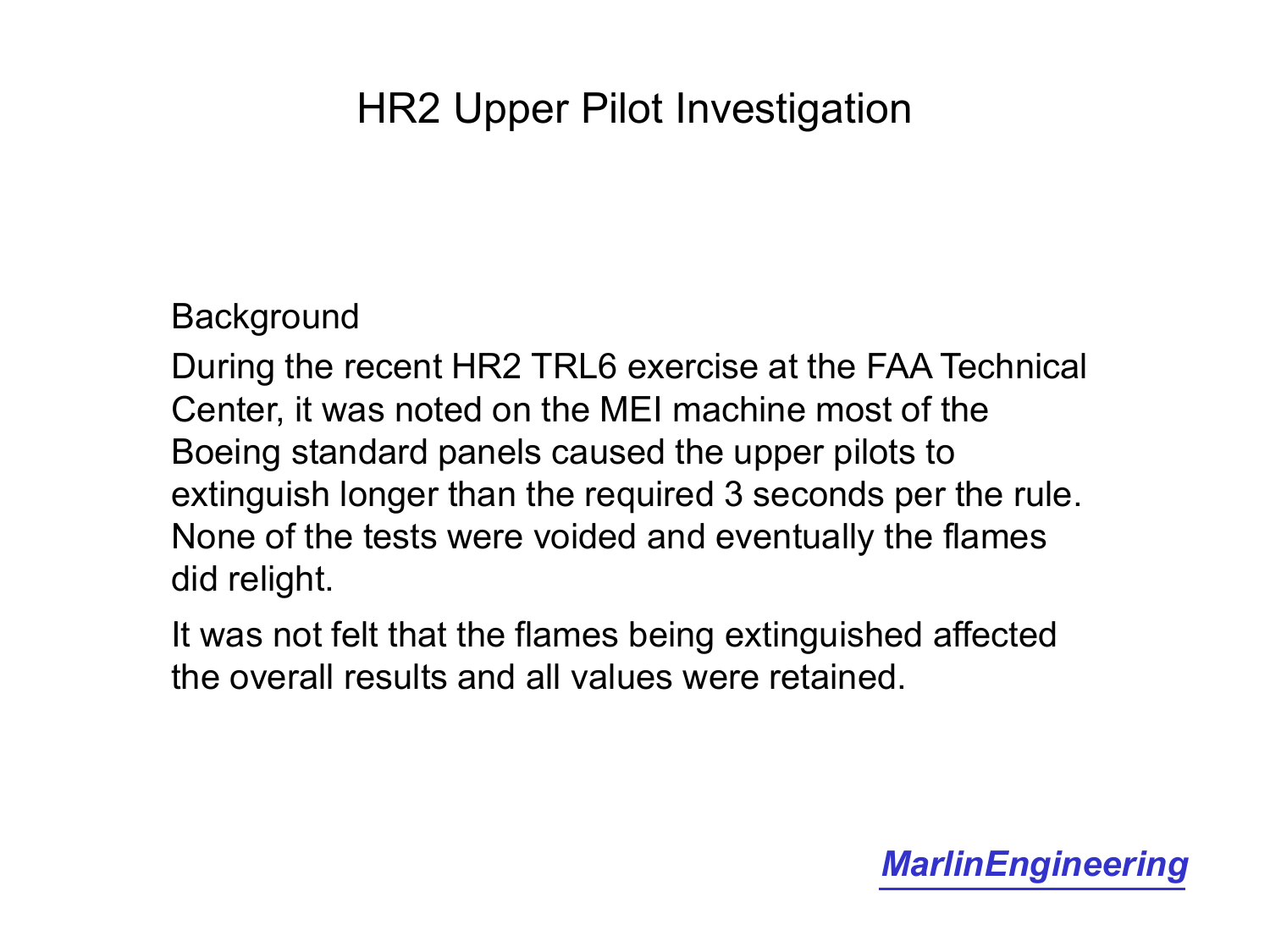# HR2 Upper Pilot Investigation

Background

During the recent HR2 TRL6 exercise at the FAA Technical Center, it was noted on the MEI machine most of the Boeing standard panels caused the upper pilots to extinguish longer than the required 3 seconds per the rule. None of the tests were voided and eventually the flames did relight.

It was not felt that the flames being extinguished affected the overall results and all values were retained.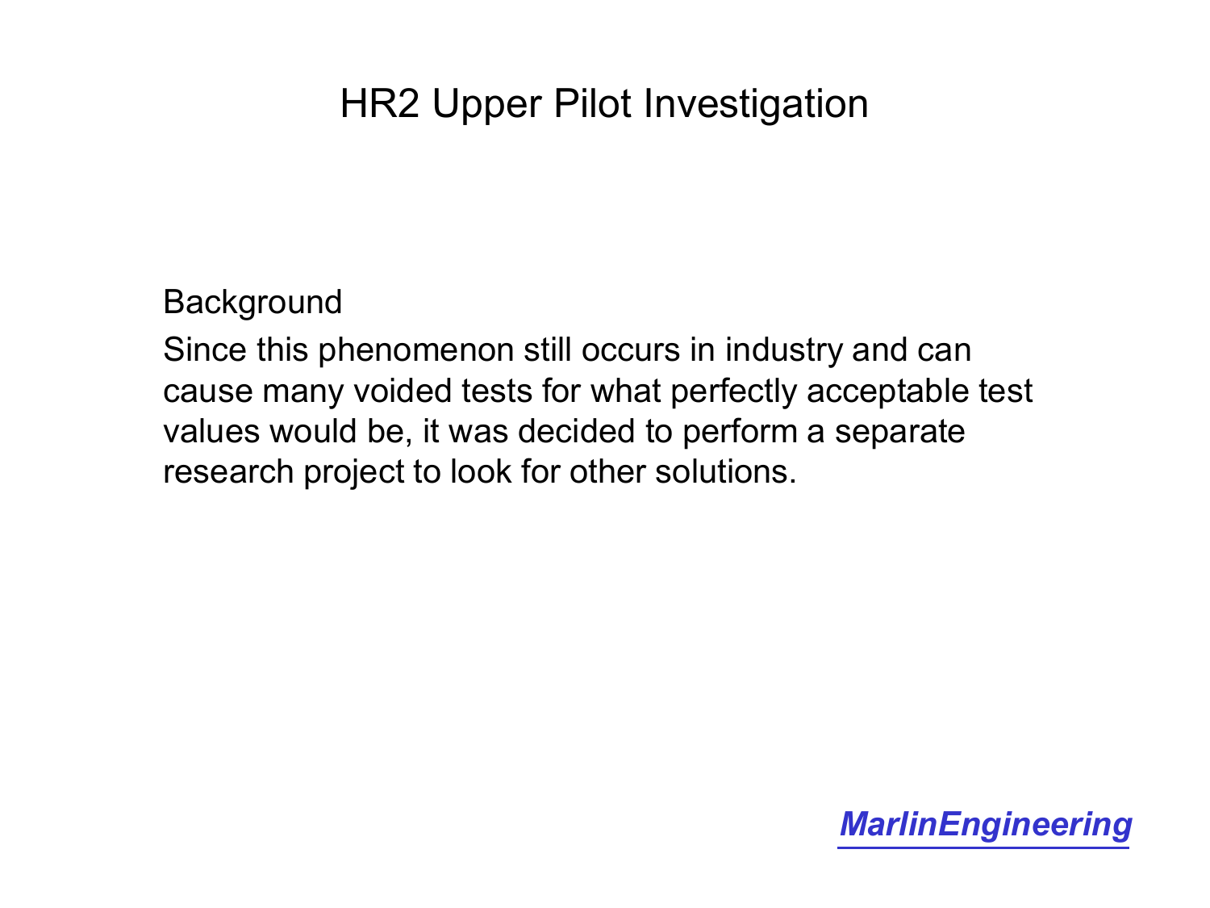# HR2 Upper Pilot Investigation

Background

Since this phenomenon still occurs in industry and can cause many voided tests for what perfectly acceptable test values would be, it was decided to perform a separate research project to look for other solutions.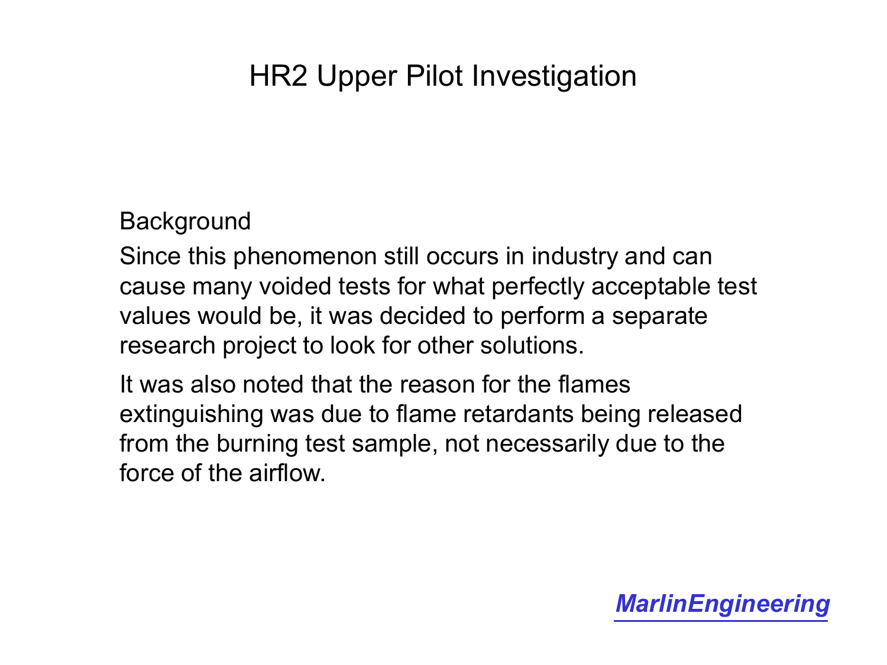# HR2 Upper Pilot Investigation

Background

Since this phenomenon still occurs in industry and can cause many voided tests for what perfectly acceptable test values would be, it was decided to perform a separate research project to look for other solutions.

It was also noted that the reason for the flames extinguishing was due to flame retardants being released from the burning test sample, not necessarily due to the force of the airflow.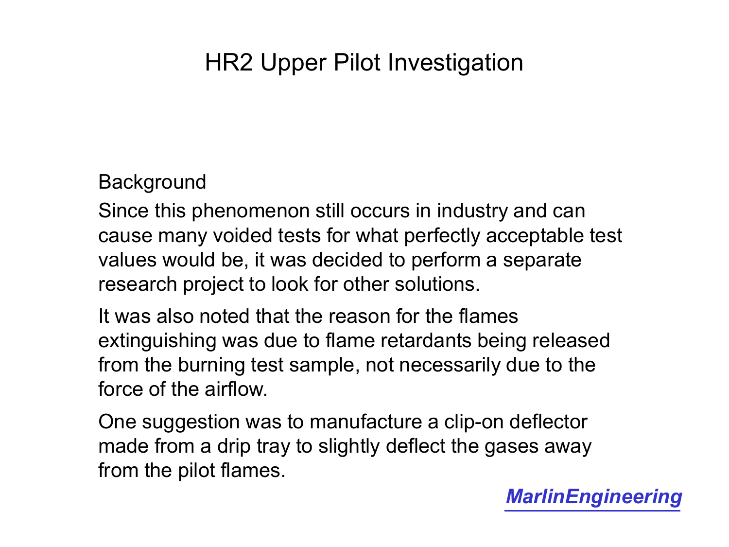# HR2 Upper Pilot Investigation

Background

Since this phenomenon still occurs in industry and can cause many voided tests for what perfectly acceptable test values would be, it was decided to perform a separate research project to look for other solutions.

It was also noted that the reason for the flames extinguishing was due to flame retardants being released from the burning test sample, not necessarily due to the force of the airflow.

One suggestion was to manufacture a clip-on deflector made from a drip tray to slightly deflect the gases away from the pilot flames.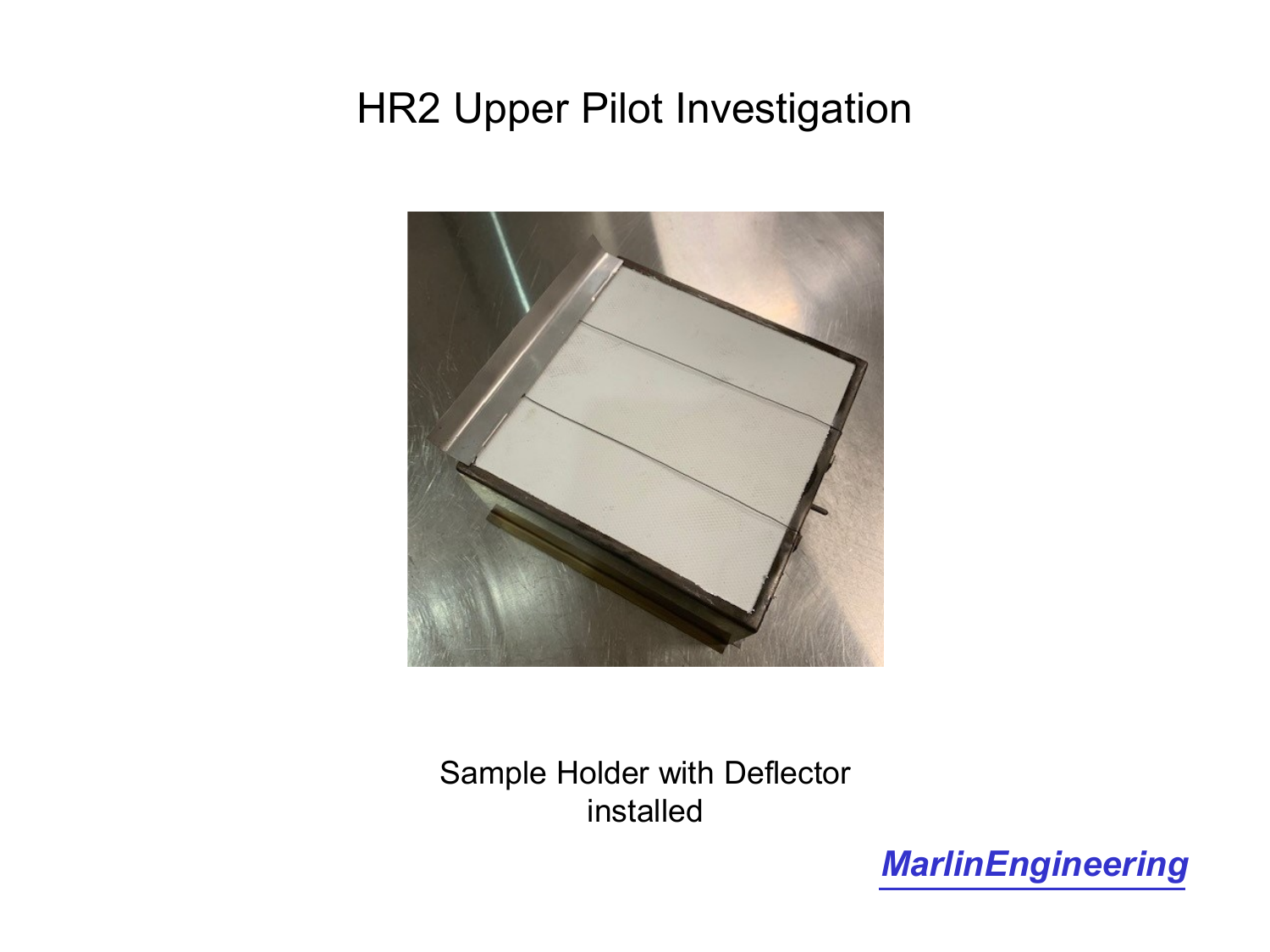# HR2 Upper Pilot Investigation

Sample Holder with Deflector installed

*MarlinEngineering*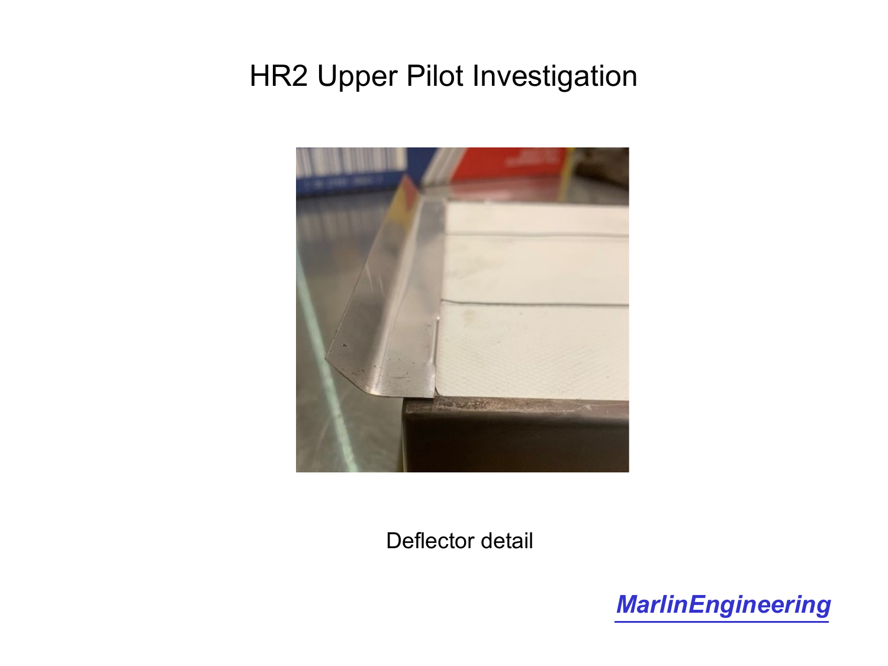# HR2 Upper Pilot Investigation

Deflector detail

***MarlinEngineering***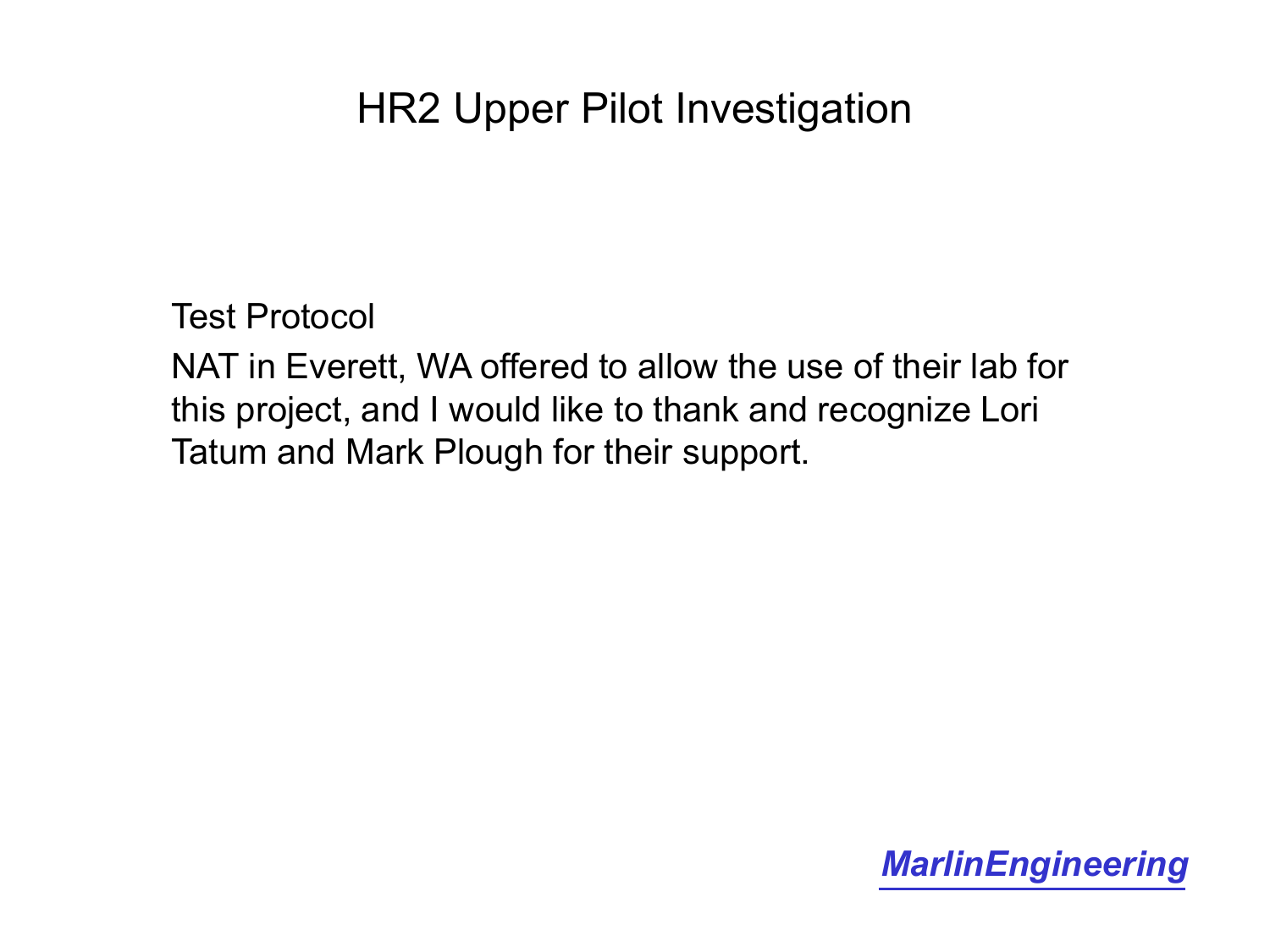# HR2 Upper Pilot Investigation

Test Protocol

NAT in Everett, WA offered to allow the use of their lab for this project, and I would like to thank and recognize Lori Tatum and Mark Plough for their support.

***MarlinEngineering***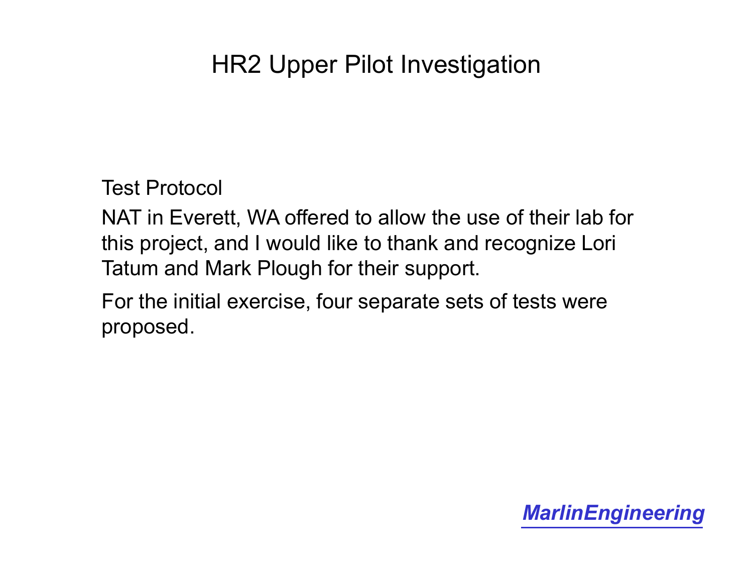# HR2 Upper Pilot Investigation

Test Protocol

NAT in Everett, WA offered to allow the use of their lab for this project, and I would like to thank and recognize Lori Tatum and Mark Plough for their support.

For the initial exercise, four separate sets of tests were proposed.

***MarlinEngineering***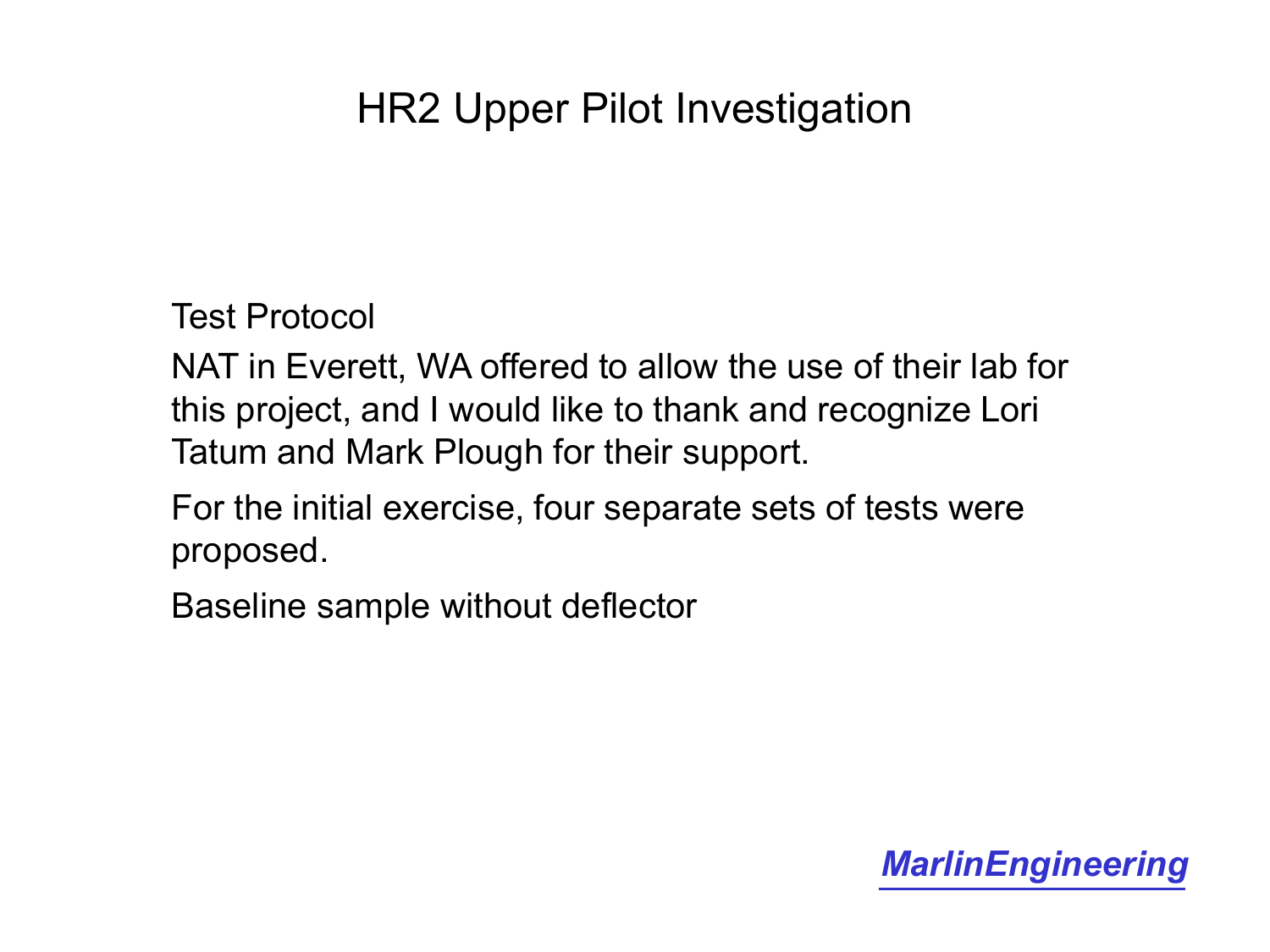# HR2 Upper Pilot Investigation

Test Protocol

NAT in Everett, WA offered to allow the use of their lab for this project, and I would like to thank and recognize Lori Tatum and Mark Plough for their support.

For the initial exercise, four separate sets of tests were proposed.

Baseline sample without deflector

***MarlinEngineering***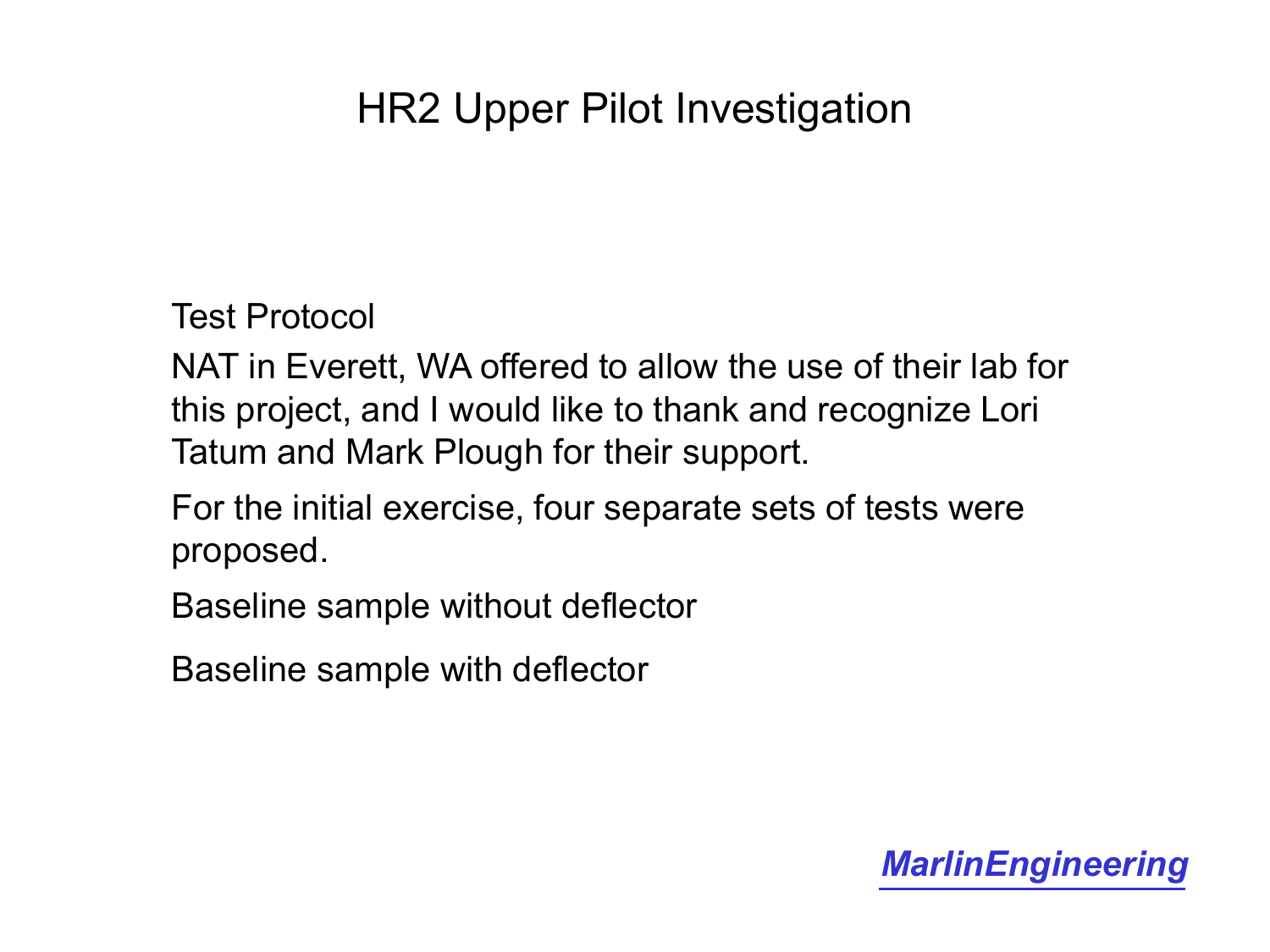# HR2 Upper Pilot Investigation

Test Protocol

NAT in Everett, WA offered to allow the use of their lab for this project, and I would like to thank and recognize Lori Tatum and Mark Plough for their support.

For the initial exercise, four separate sets of tests were proposed.

Baseline sample without deflector

Baseline sample with deflector

***MarlinEngineering***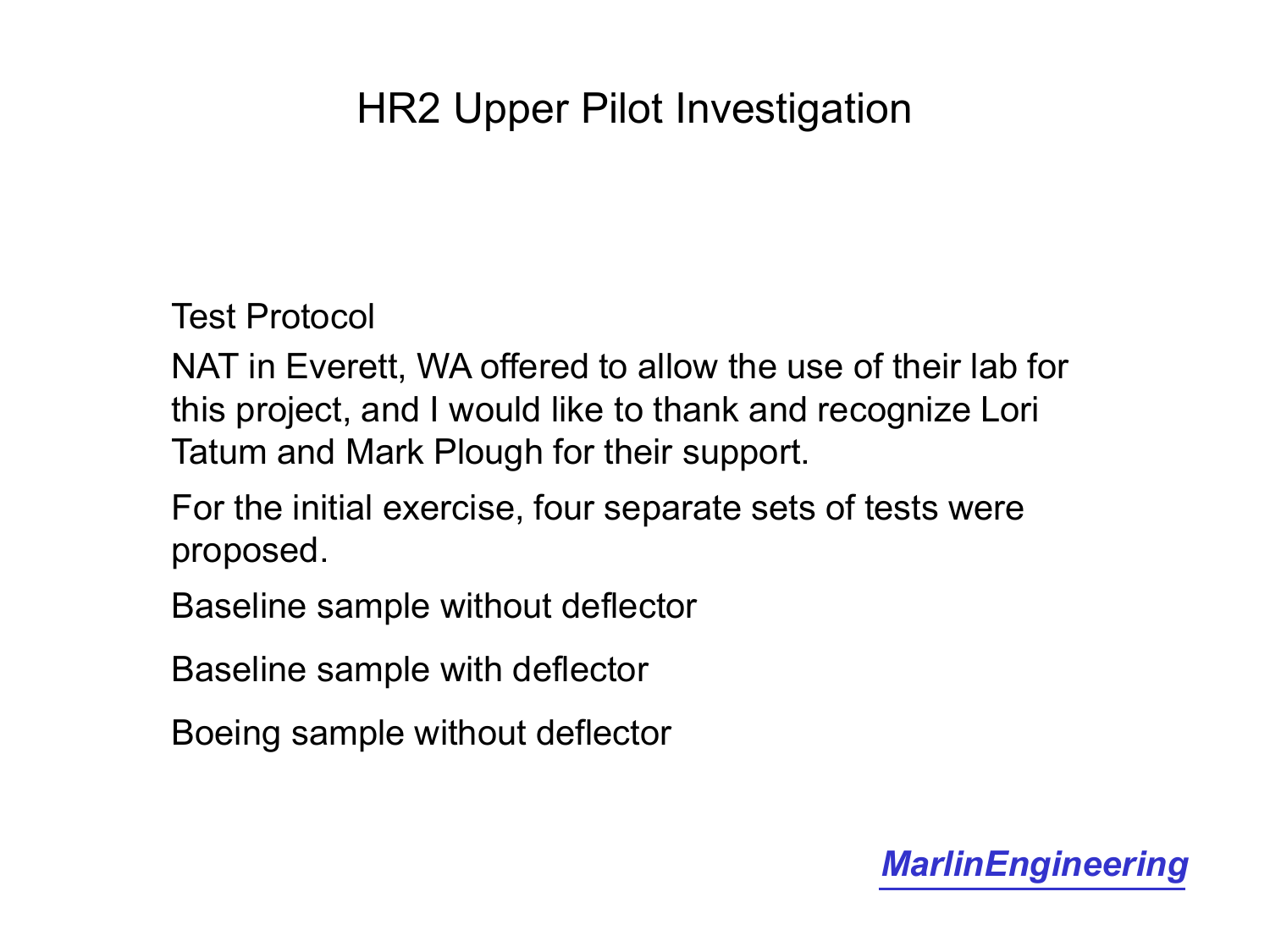# HR2 Upper Pilot Investigation

Test Protocol

NAT in Everett, WA offered to allow the use of their lab for this project, and I would like to thank and recognize Lori Tatum and Mark Plough for their support.

For the initial exercise, four separate sets of tests were proposed.

Baseline sample without deflector

Baseline sample with deflector

Boeing sample without deflector

***MarlinEngineering***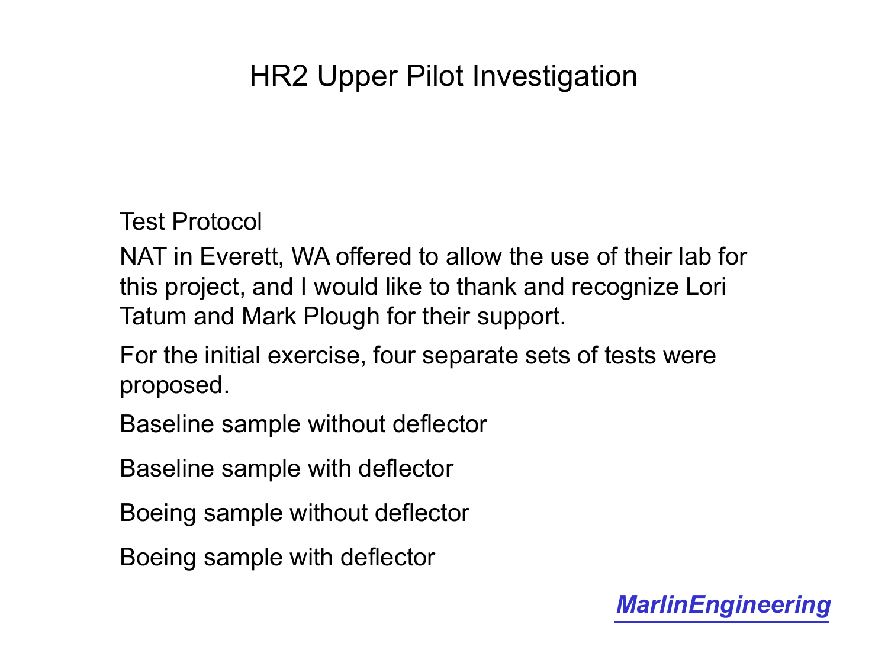# HR2 Upper Pilot Investigation

Test Protocol

NAT in Everett, WA offered to allow the use of their lab for this project, and I would like to thank and recognize Lori Tatum and Mark Plough for their support.

For the initial exercise, four separate sets of tests were proposed.

Baseline sample without deflector

Baseline sample with deflector

Boeing sample without deflector

Boeing sample with deflector

***MarlinEngineering***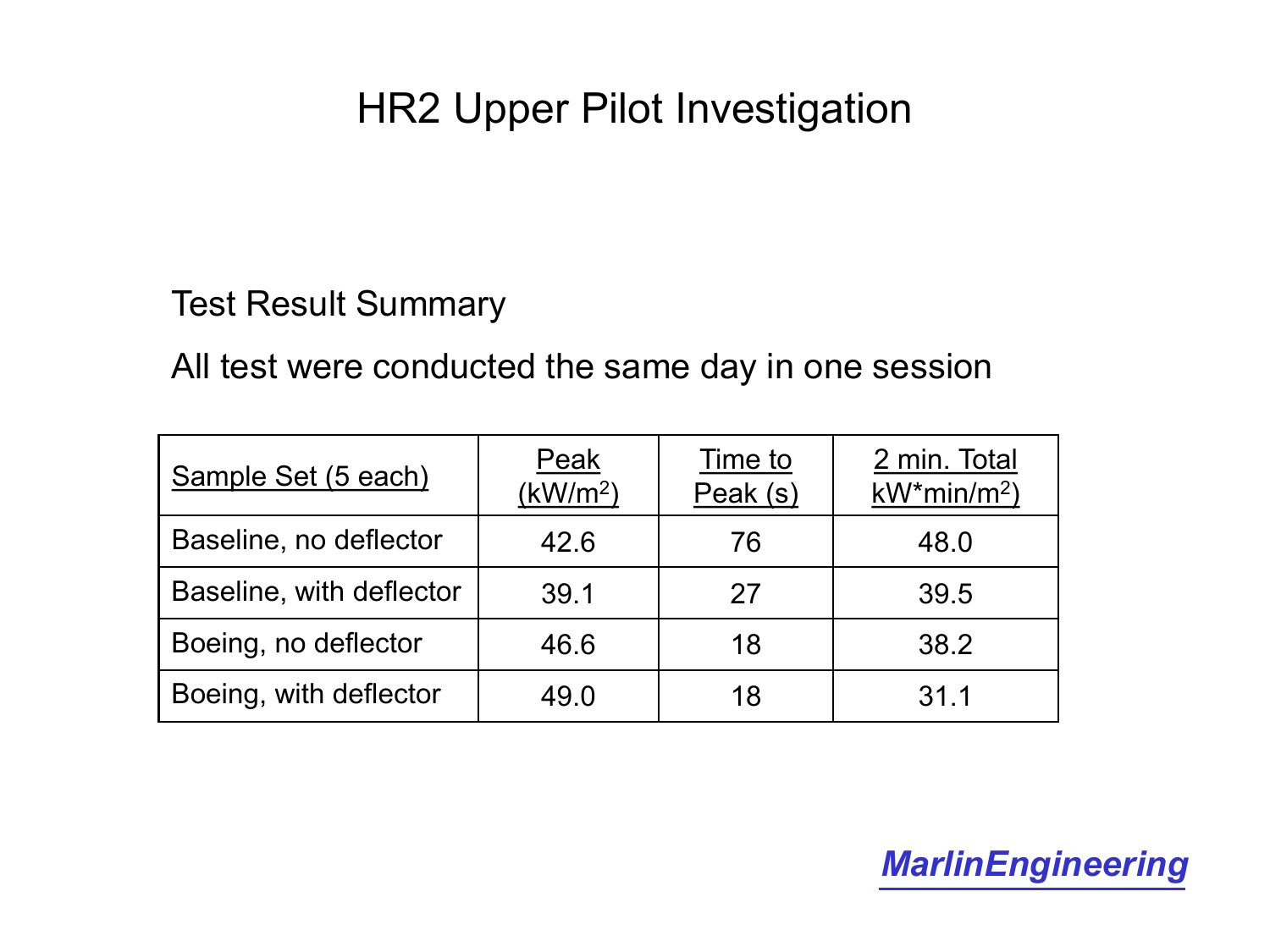# HR2 Upper Pilot Investigation

Test Result Summary

All test were conducted the same day in one session

| Sample Set (5 each) | Peak (kW/m$^2$) | Time to Peak (s) | 2 min. Total kW*min/m$^2$) |
|---|---|---|---|
| Baseline, no deflector | 42.6 | 76 | 48.0 |
| Baseline, with deflector | 39.1 | 27 | 39.5 |
| Boeing, no deflector | 46.6 | 18 | 38.2 |
| Boeing, with deflector | 49.0 | 18 | 31.1 |

***MarlinEngineering***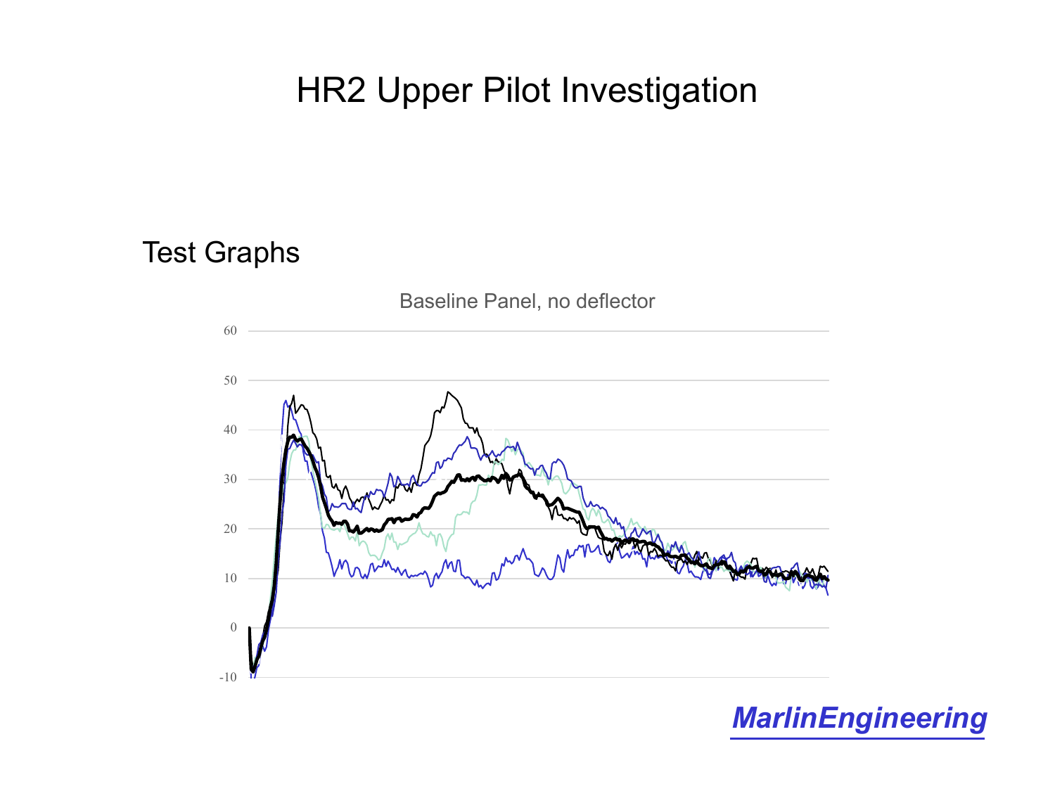# HR2 Upper Pilot Investigation

## Test Graphs

Baseline Panel, no deflector

60
50
40
30
20
10
0
-10

MarlinEngineering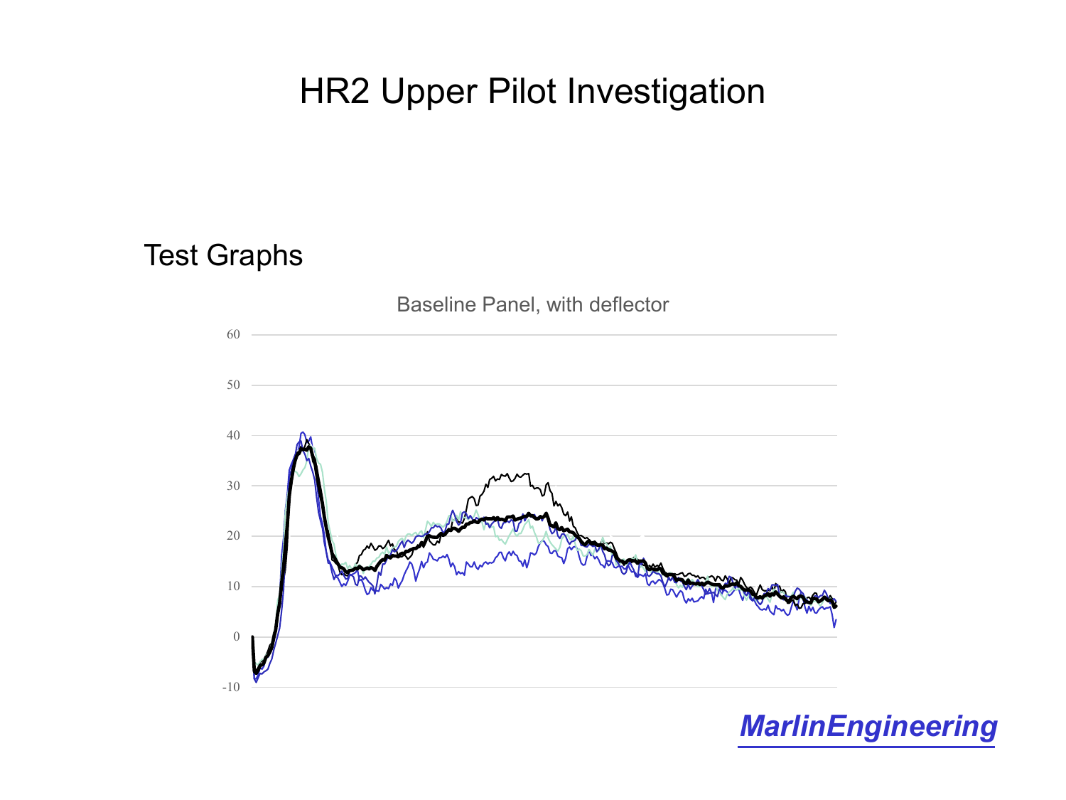# HR2 Upper Pilot Investigation

## Test Graphs

Baseline Panel, with deflector

60

50

40

30

20

10

0

-10

MarlinEngineering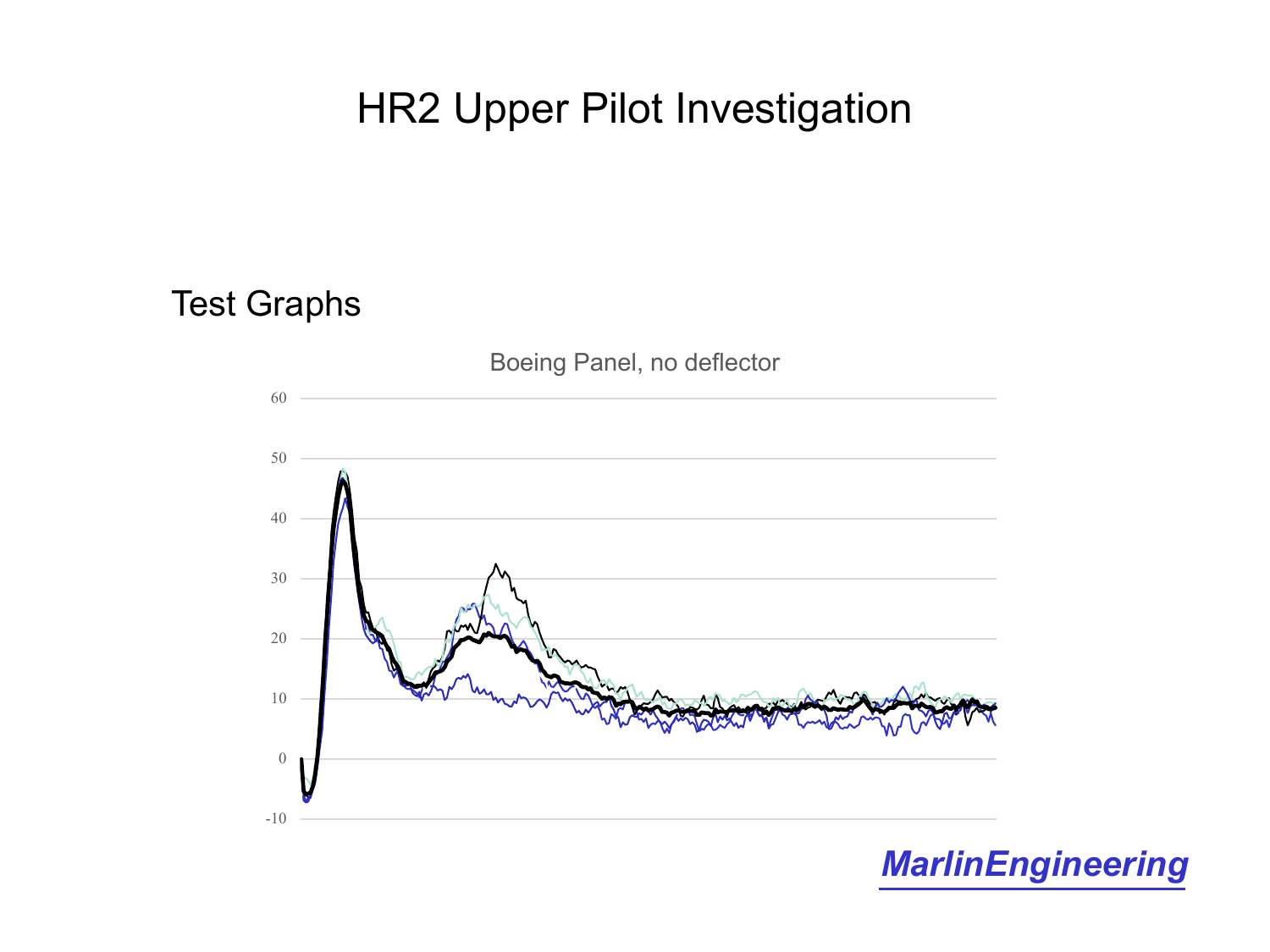# HR2 Upper Pilot Investigation

## Test Graphs

Boeing Panel, no deflector

60

50

40

30

20

10

0

-10

*MarlinEngineering*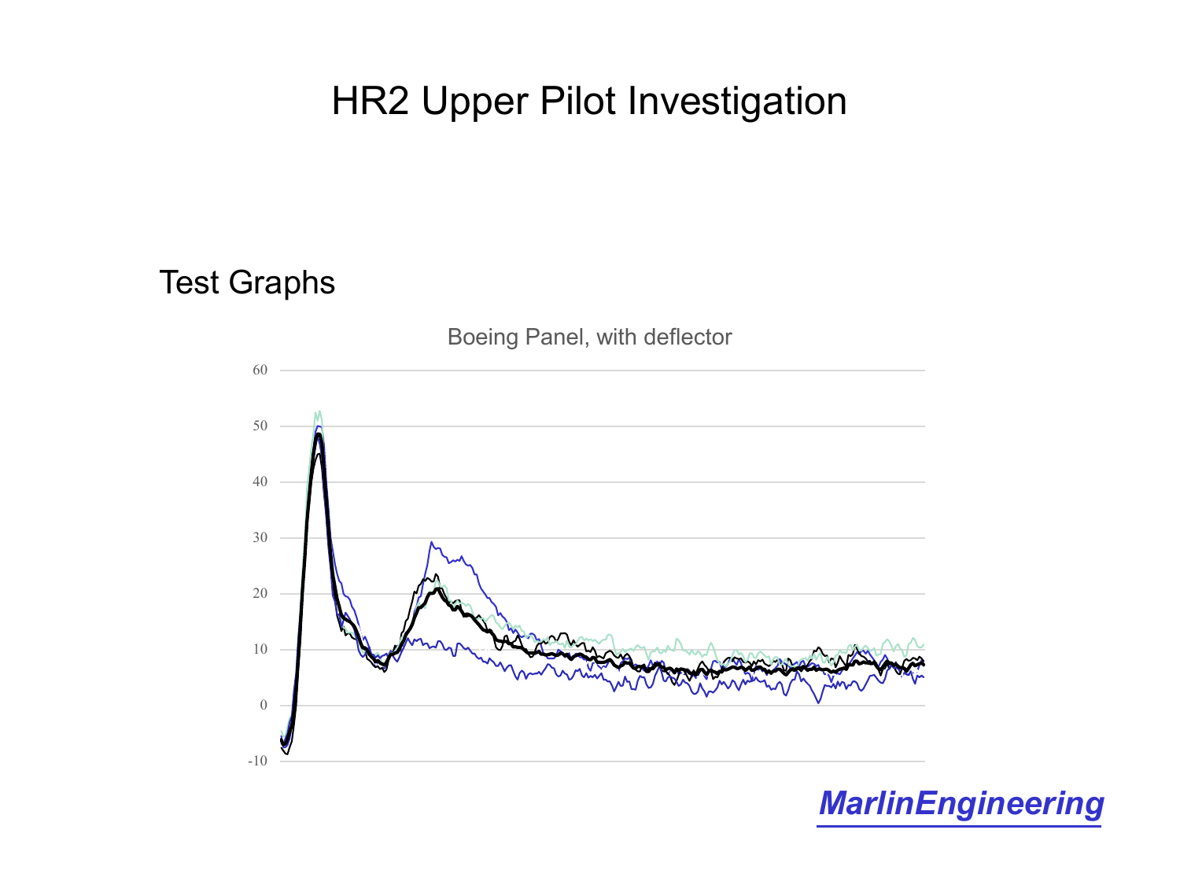# HR2 Upper Pilot Investigation

## Test Graphs

Boeing Panel, with deflector

60
50
40
30
20
10
0
-10

***MarlinEngineering***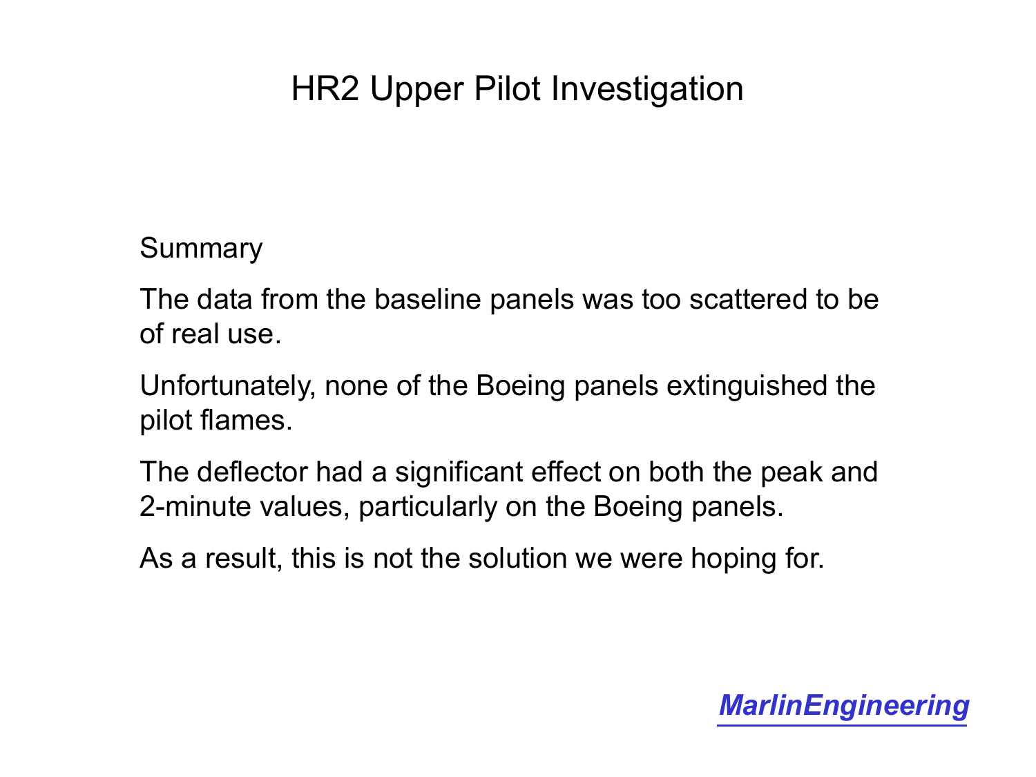# HR2 Upper Pilot Investigation

Summary

The data from the baseline panels was too scattered to be of real use.

Unfortunately, none of the Boeing panels extinguished the pilot flames.

The deflector had a significant effect on both the peak and 2-minute values, particularly on the Boeing panels.

As a result, this is not the solution we were hoping for.

***MarlinEngineering***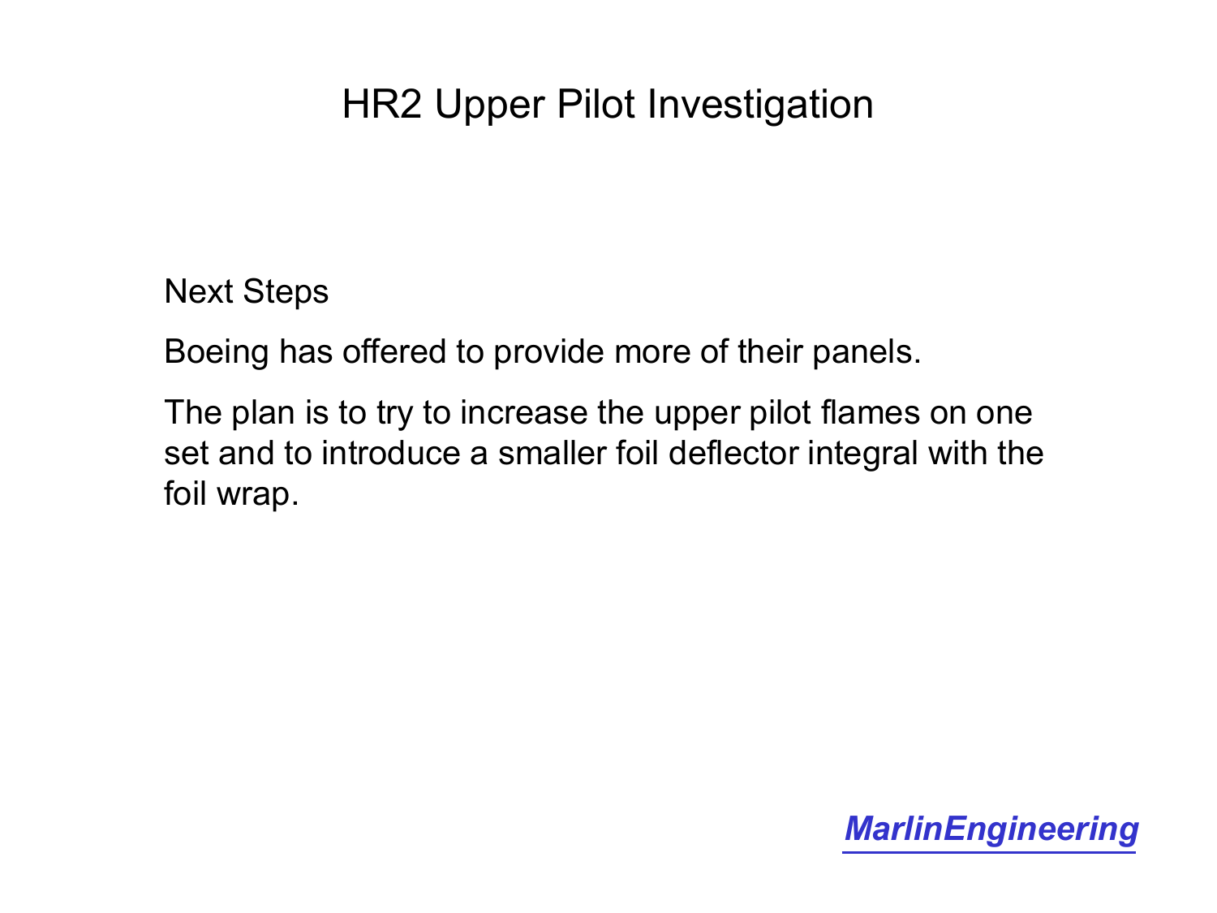# HR2 Upper Pilot Investigation

Next Steps

Boeing has offered to provide more of their panels.

The plan is to try to increase the upper pilot flames on one set and to introduce a smaller foil deflector integral with the foil wrap.

***MarlinEngineering***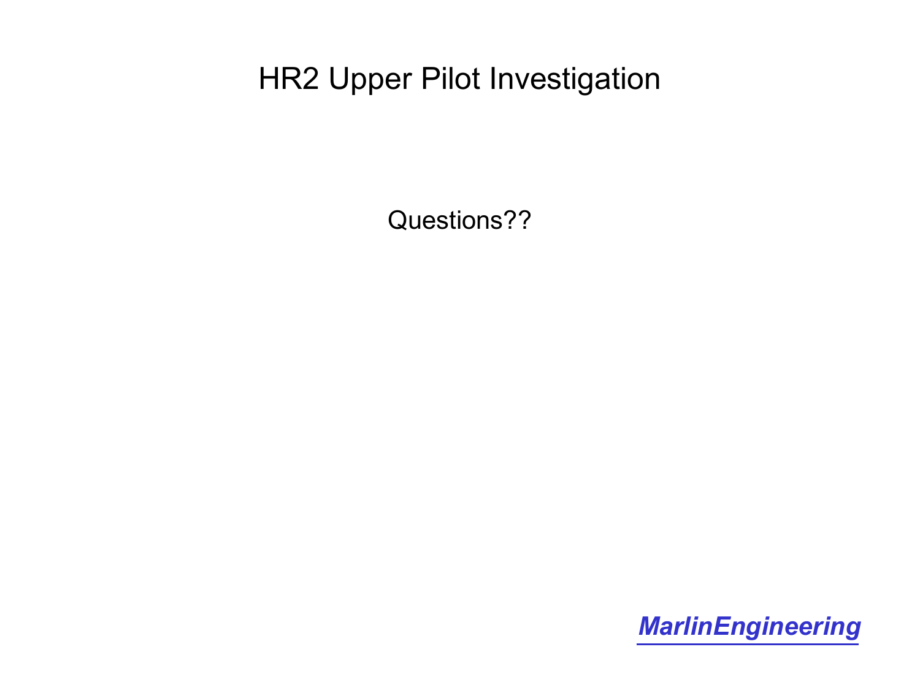# HR2 Upper Pilot Investigation

Questions??

***MarlinEngineering***